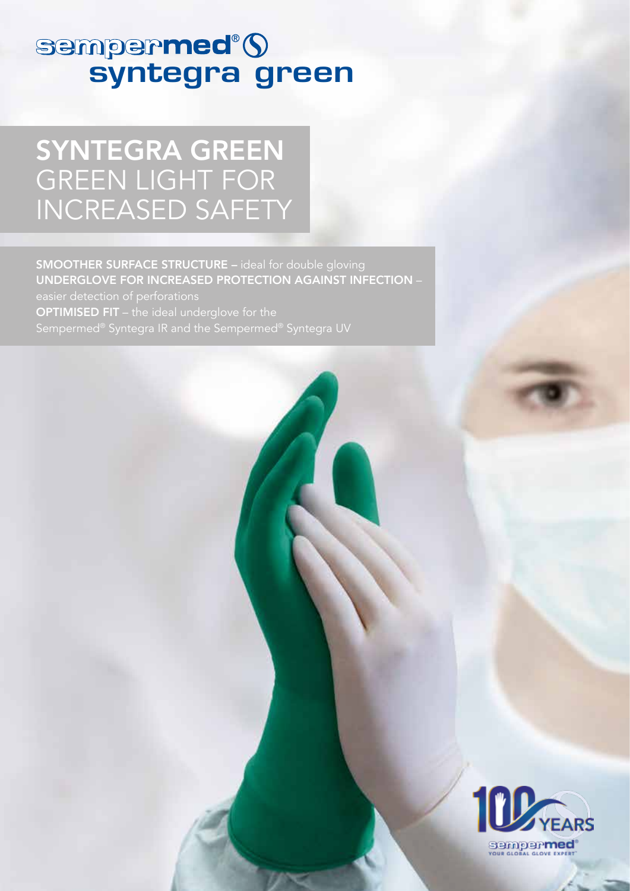# sempermed® syntegra green

## SYNTEGRA GREEN GREEN LIGHT FOR INCREASED SAFETY

**SMOOTHER SURFACE STRUCTURE** – ideal for double gloving
**UNDERGLOVE FOR INCREASED PROTECTION AGAINST INFECTION** – easier detection of perforations
**OPTIMISED FIT** – the ideal underglove for the Sempermed® Syntegra IR and the Sempermed® Syntegra UV

100 YEARS sempermed® YOUR GLOBAL GLOVE EXPERT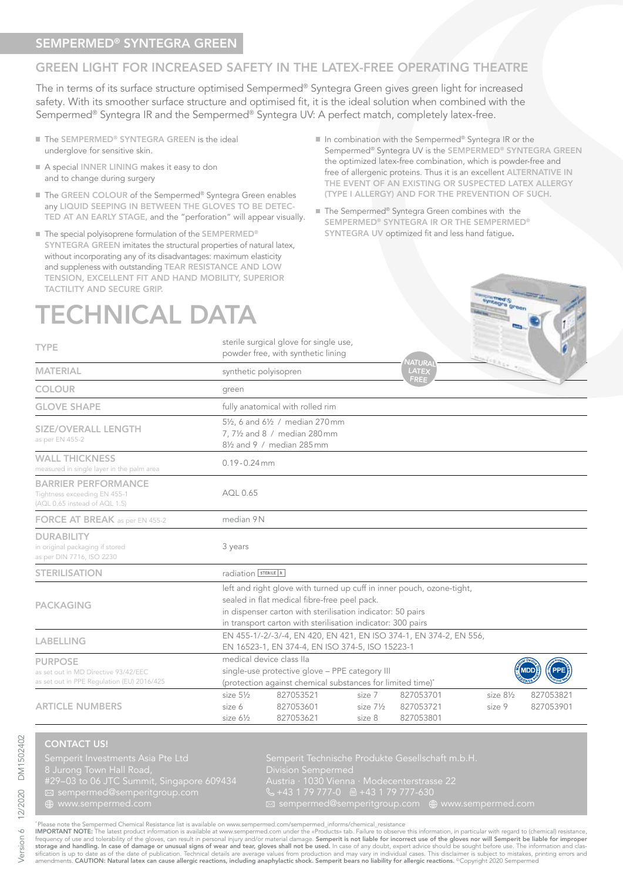# SEMPERMED® SYNTEGRA GREEN

## GREEN LIGHT FOR INCREASED SAFETY IN THE LATEX-FREE OPERATING THEATRE

The in terms of its surface structure optimised Sempermed® Syntegra Green gives green light for increased safety. With its smoother surface structure and optimised fit, it is the ideal solution when combined with the Sempermed® Syntegra IR and the Sempermed® Syntegra UV: A perfect match, completely latex-free.

- The **SEMPERMED® SYNTEGRA GREEN** is the ideal underglove for sensitive skin.
- A special **INNER LINING** makes it easy to don and to change during surgery
- The **GREEN COLOUR** of the Sempermed® Syntegra Green enables any **LIQUID SEEPING IN BETWEEN THE GLOVES TO BE DETECTED AT AN EARLY STAGE**, and the "perforation" will appear visually.
- The special polyisoprene formulation of the **SEMPERMED® SYNTEGRA GREEN** imitates the structural properties of natural latex, without incorporating any of its disadvantages: maximum elasticity and suppleness with outstanding **TEAR RESISTANCE AND LOW TENSION, EXCELLENT FIT AND HAND MOBILITY, SUPERIOR TACTILITY AND SECURE GRIP.**
- In combination with the Sempermed® Syntegra IR or the Sempermed® Syntegra UV is the **SEMPERMED® SYNTEGRA GREEN** the optimized latex-free combination, which is powder-free and free of allergenic proteins. Thus it is an excellent **ALTERNATIVE IN THE EVENT OF AN EXISTING OR SUSPECTED LATEX ALLERGY (TYPE I ALLERGY) AND FOR THE PREVENTION OF SUCH.**
- The Sempermed® Syntegra Green combines with the **SEMPERMED® SYNTEGRA IR OR THE SEMPERMED® SYNTEGRA UV** optimized fit and less hand fatigue.

# TECHNICAL DATA

NATURAL LATEX FREE

| | |
|---|---|
| TYPE | sterile surgical glove for single use, powder free, with synthetic lining |
| MATERIAL | synthetic polyisopren |
| COLOUR | green |
| GLOVE SHAPE | fully anatomical with rolled rim |
| SIZE/OVERALL LENGTH<br>as per EN 455-2 | 5½, 6 and 6½ / median 270 mm<br>7, 7½ and 8 / median 280 mm<br>8½ and 9 / median 285 mm |
| WALL THICKNESS<br>measured in single layer in the palm area | 0.19 - 0.24 mm |
| BARRIER PERFORMANCE<br>Tightness exceeding EN 455-1<br>(AQL 0.65 instead of AQL 1.5) | AQL 0.65 |
| FORCE AT BREAK as per EN 455-2 | median 9 N |
| DURABILITY<br>in original packaging if stored as per DIN 7716, ISO 2230 | 3 years |
| STERILISATION | radiation STERILE R |
| PACKAGING | left and right glove with turned up cuff in inner pouch, ozone-tight, sealed in flat medical fibre-free peel pack.<br>in dispenser carton with sterilisation indicator: 50 pairs<br>in transport carton with sterilisation indicator: 300 pairs |
| LABELLING | EN 455-1/-2/-3/-4, EN 420, EN 421, EN ISO 374-1, EN 374-2, EN 556, EN 16523-1, EN 374-4, EN ISO 374-5, ISO 15223-1 |
| PURPOSE<br>as set out in MD Directive 93/42/EEC<br>as set out in PPE Regulation (EU) 2016/425 | medical device class IIa<br>single-use protective glove – PPE category III<br>(protection against chemical substances for limited time)* |

**ARTICLE NUMBERS**

| | | | | | |
|---|---|---|---|---|---|
| size 5½ | 827053521 | size 7 | 827053701 | size 8½ | 827053821 |
| size 6 | 827053601 | size 7½ | 827053721 | size 9 | 827053901 |
| size 6½ | 827053621 | size 8 | 827053801 | | |

## CONTACT US!

Semperit Investments Asia Pte Ltd
8 Jurong Town Hall Road,
#29–03 to 06 JTC Summit, Singapore 609434
sempermed@semperitgroup.com
www.sempermed.com

Semperit Technische Produkte Gesellschaft m.b.H.
Division Sempermed
Austria · 1030 Vienna · Modecenterstrasse 22
+43 1 79 777-0 +43 1 79 777-630
sempermed@semperitgroup.com www.sempermed.com

*Please note the Sempermed Chemical Resistance list is available on www.sempermed.com/sempermed_informs/chemical_resistance

**IMPORTANT NOTE:** The latest product information is available at www.sempermed.com under the «Products» tab. Failure to observe this information, in particular with regard to (chemical) resistance, frequency of use and tolerability of the gloves, can result in personal injury and/or material damage. **Semperit is not liable for incorrect use of the gloves nor will Semperit be liable for improper storage and handling. In case of damage or unusual signs of wear and tear, gloves shall not be used.** In case of any doubt, expert advice should be sought before use. The information and classification is up to date as of the date of publication. Technical details are average values from production and may vary in individual cases. This disclaimer is subject to mistakes, printing errors and amendments. **CAUTION: Natural latex can cause allergic reactions, including anaphylactic shock. Semperit bears no liability for allergic reactions.** ©Copyright 2020 Sempermed

Version 6 12/2020 DM1502402